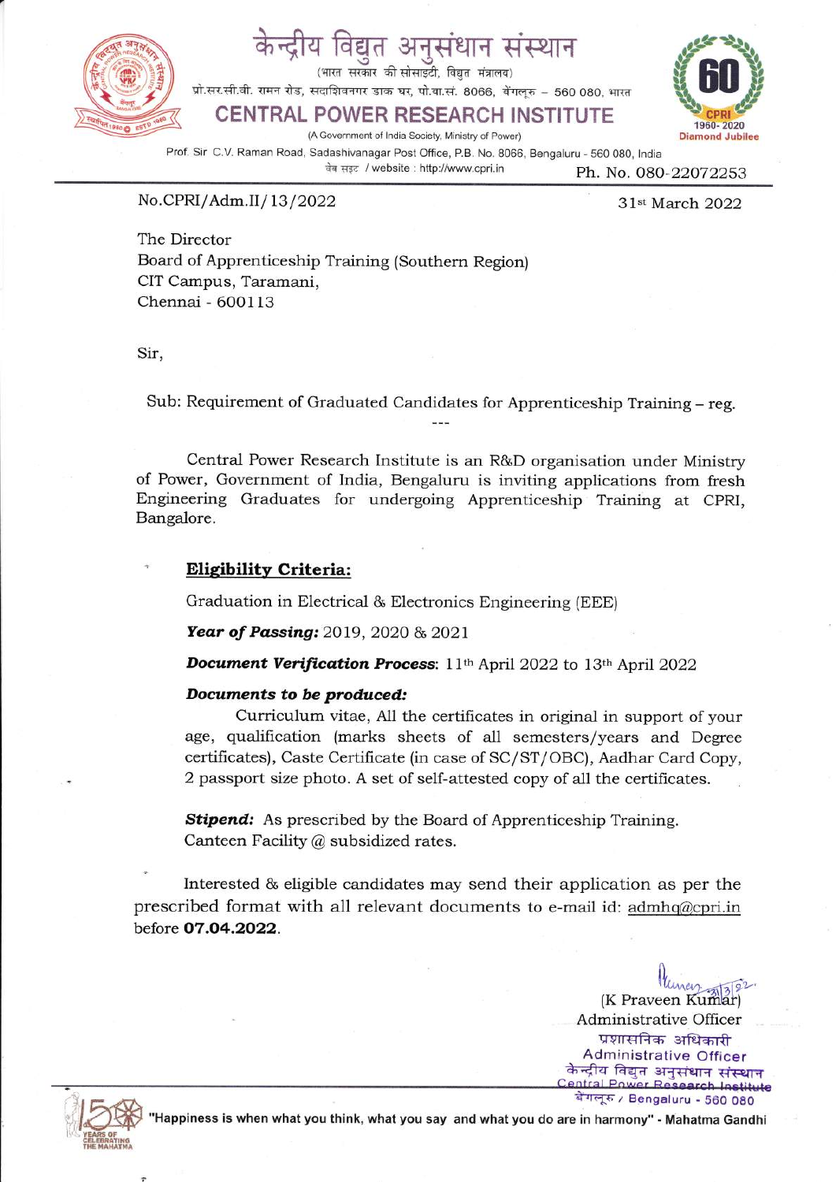# केन्द्रीय विद्युत अनुसंधान संस्थान

(भारत सरकार की सोसाइटी, विद्युत मंत्रालय)

प्रो.सर.सी.वी. रामन रोड, सदाशिवनगर डाक घर, पो.बा.सं. 8066, बेंगलूरु – 560 080, भारत

## CENTRAL POWER RESEARCH INSTITUTE

(A Government of India Society, Ministry of Power)

Prof. Sir C.V. Raman Road, Sadashivanagar Post Office, P.B. No. 8066, Bengaluru - 560 080, India

वेब साइट / website : http://www.cpri.in

Ph. No. 080-22072253

---

No.CPRI/Adm.II/13/2022

31st March 2022

The Director
Board of Apprenticeship Training (Southern Region)
CIT Campus, Taramani,
Chennai - 600113

Sir,

Sub: Requirement of Graduated Candidates for Apprenticeship Training – reg.

---

Central Power Research Institute is an R&D organisation under Ministry of Power, Government of India, Bengaluru is inviting applications from fresh Engineering Graduates for undergoing Apprenticeship Training at CPRI, Bangalore.

**Eligibility Criteria:**

Graduation in Electrical & Electronics Engineering (EEE)

***Year of Passing:*** 2019, 2020 & 2021

***Document Verification Process***: 11th April 2022 to 13th April 2022

***Documents to be produced:***

Curriculum vitae, All the certificates in original in support of your age, qualification (marks sheets of all semesters/years and Degree certificates), Caste Certificate (in case of SC/ST/OBC), Aadhar Card Copy, 2 passport size photo. A set of self-attested copy of all the certificates.

***Stipend:*** As prescribed by the Board of Apprenticeship Training.
Canteen Facility @ subsidized rates.

Interested & eligible candidates may send their application as per the prescribed format with all relevant documents to e-mail id: admhq@cpri.in before **07.04.2022**.

(K Praveen Kumar)
Administrative Officer

प्रशासनिक अधिकारी
Administrative Officer
केन्द्रीय विद्युत अनुसंधान संस्थान
Central Power Research Institute
बेंगलूरु / Bengaluru - 560 080

"Happiness is when what you think, what you say and what you do are in harmony" - Mahatma Gandhi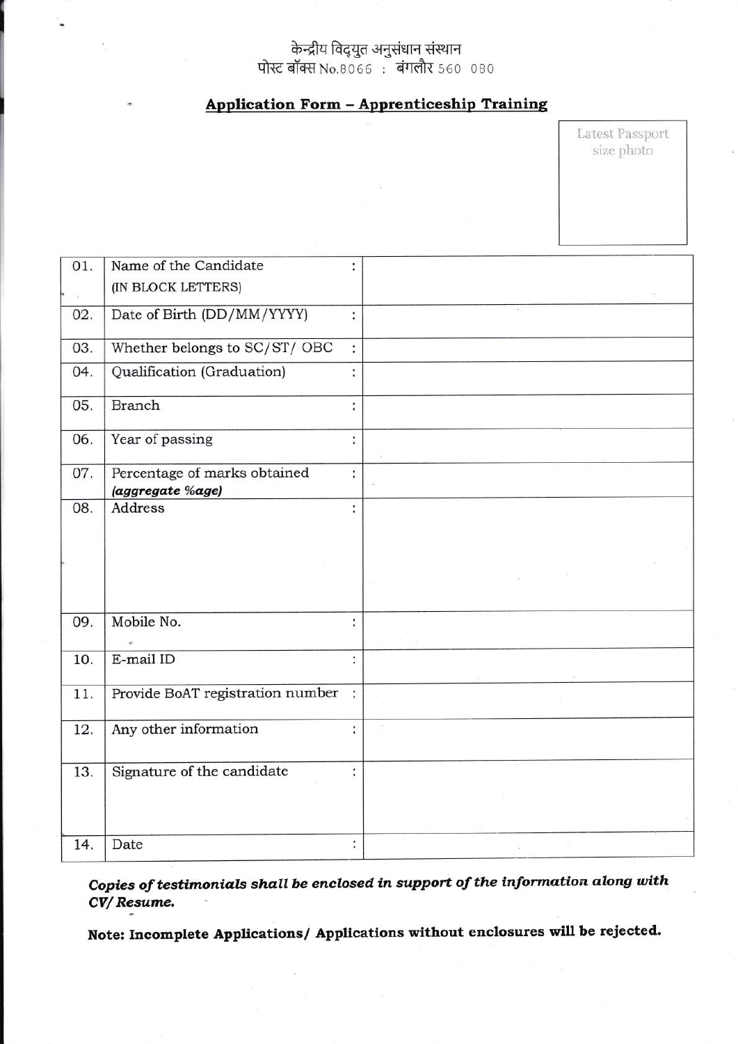केन्द्रीय विद्युत अनुसंधान संस्थान
पोस्ट बॉक्स No.8066 : बंगलौर 560 080

## Application Form – Apprenticeship Training

Latest Passport size photo

| | | | |
|---|---|---|---|
| 01. | Name of the Candidate (IN BLOCK LETTERS) | : | |
| 02. | Date of Birth (DD/MM/YYYY) | : | |
| 03. | Whether belongs to SC/ST/ OBC | : | |
| 04. | Qualification (Graduation) | : | |
| 05. | Branch | : | |
| 06. | Year of passing | : | |
| 07. | Percentage of marks obtained *(aggregate %age)* | : | |
| 08. | Address | : | |
| 09. | Mobile No. | : | |
| 10. | E-mail ID | : | |
| 11. | Provide BoAT registration number | : | |
| 12. | Any other information | : | |
| 13. | Signature of the candidate | : | |
| 14. | Date | : | |

***Copies of testimonials shall be enclosed in support of the information along with CV/ Resume.***

**Note: Incomplete Applications/ Applications without enclosures will be rejected.**